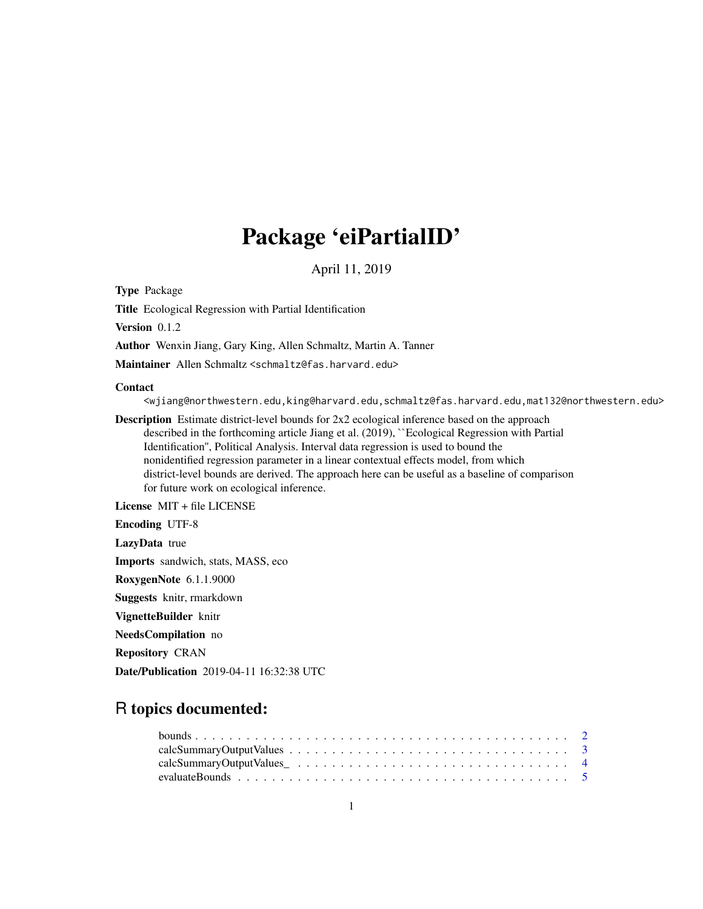# Package 'eiPartialID'

April 11, 2019

**Type** Package

**Title** Ecological Regression with Partial Identification

**Version** 0.1.2

**Author** Wenxin Jiang, Gary King, Allen Schmaltz, Martin A. Tanner

**Maintainer** Allen Schmaltz <schmaltz@fas.harvard.edu>

**Contact**
<wjiang@northwestern.edu,king@harvard.edu,schmaltz@fas.harvard.edu,mat132@northwestern.edu>

**Description** Estimate district-level bounds for 2x2 ecological inference based on the approach described in the forthcoming article Jiang et al. (2019), ``Ecological Regression with Partial Identification'', Political Analysis. Interval data regression is used to bound the nonidentified regression parameter in a linear contextual effects model, from which district-level bounds are derived. The approach here can be useful as a baseline of comparison for future work on ecological inference.

**License** MIT + file LICENSE

**Encoding** UTF-8

**LazyData** true

**Imports** sandwich, stats, MASS, eco

**RoxygenNote** 6.1.1.9000

**Suggests** knitr, rmarkdown

**VignetteBuilder** knitr

**NeedsCompilation** no

**Repository** CRAN

**Date/Publication** 2019-04-11 16:32:38 UTC

## R topics documented:

| | |
|---|---|
| bounds | 2 |
| calcSummaryOutputValues | 3 |
| calcSummaryOutputValues_ | 4 |
| evaluateBounds | 5 |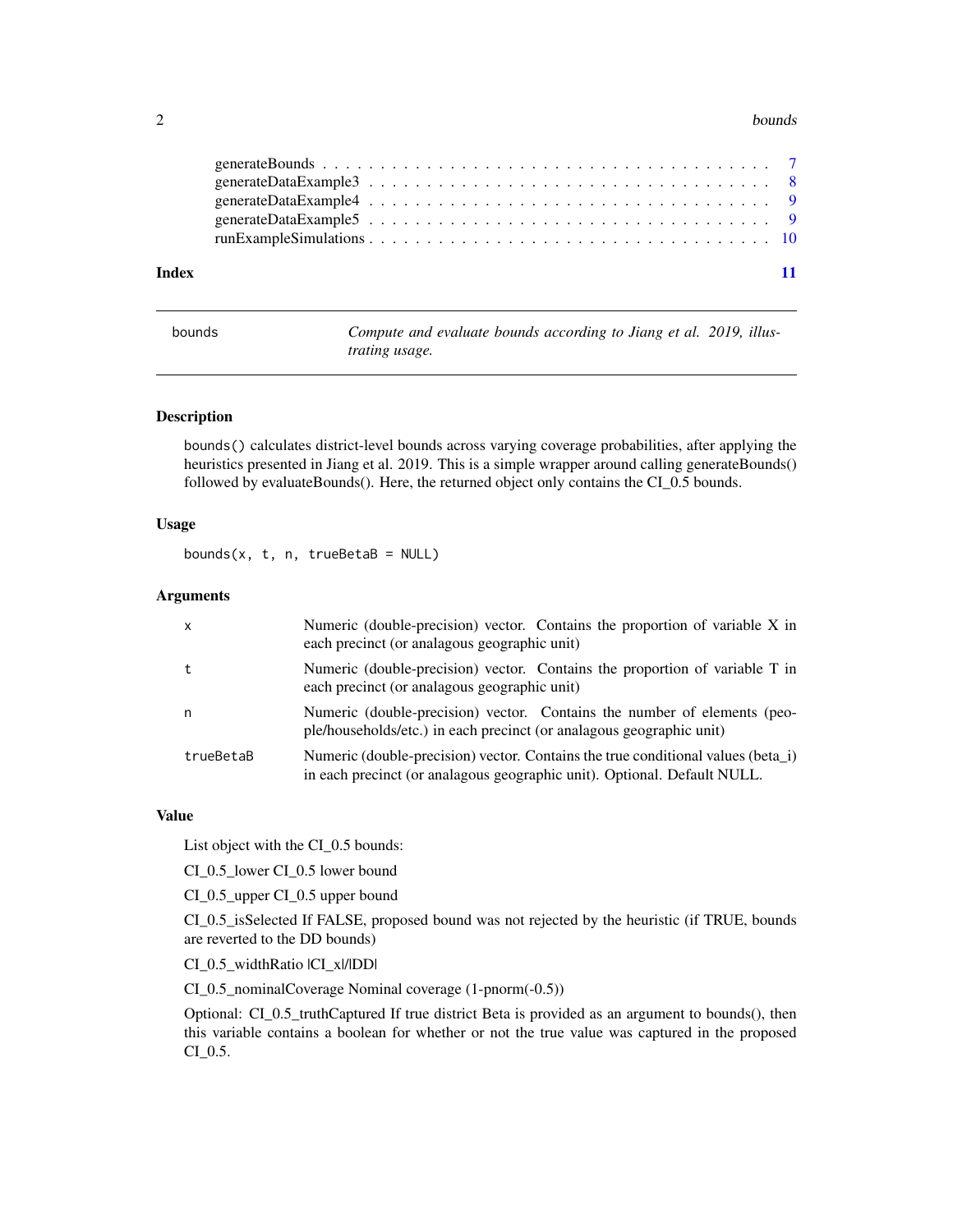| | |
|---|---|
| generateBounds | 7 |
| generateDataExample3 | 8 |
| generateDataExample4 | 9 |
| generateDataExample5 | 9 |
| runExampleSimulations | 10 |

**Index** 11

---

| bounds | *Compute and evaluate bounds according to Jiang et al. 2019, illustrating usage.* |
|---|---|

## Description

`bounds()` calculates district-level bounds across varying coverage probabilities, after applying the heuristics presented in Jiang et al. 2019. This is a simple wrapper around calling generateBounds() followed by evaluateBounds(). Here, the returned object only contains the CI_0.5 bounds.

## Usage

```
bounds(x, t, n, trueBetaB = NULL)
```

## Arguments

| | |
|---|---|
| `x` | Numeric (double-precision) vector. Contains the proportion of variable X in each precinct (or analagous geographic unit) |
| `t` | Numeric (double-precision) vector. Contains the proportion of variable T in each precinct (or analagous geographic unit) |
| `n` | Numeric (double-precision) vector. Contains the number of elements (people/households/etc.) in each precinct (or analagous geographic unit) |
| `trueBetaB` | Numeric (double-precision) vector. Contains the true conditional values (beta_i) in each precinct (or analagous geographic unit). Optional. Default NULL. |

## Value

List object with the CI_0.5 bounds:

CI_0.5_lower CI_0.5 lower bound

CI_0.5_upper CI_0.5 upper bound

CI_0.5_isSelected If FALSE, proposed bound was not rejected by the heuristic (if TRUE, bounds are reverted to the DD bounds)

CI_0.5_widthRatio |CI_x|/|DD|

CI_0.5_nominalCoverage Nominal coverage (1-pnorm(-0.5))

Optional: CI_0.5_truthCaptured If true district Beta is provided as an argument to bounds(), then this variable contains a boolean for whether or not the true value was captured in the proposed CI_0.5.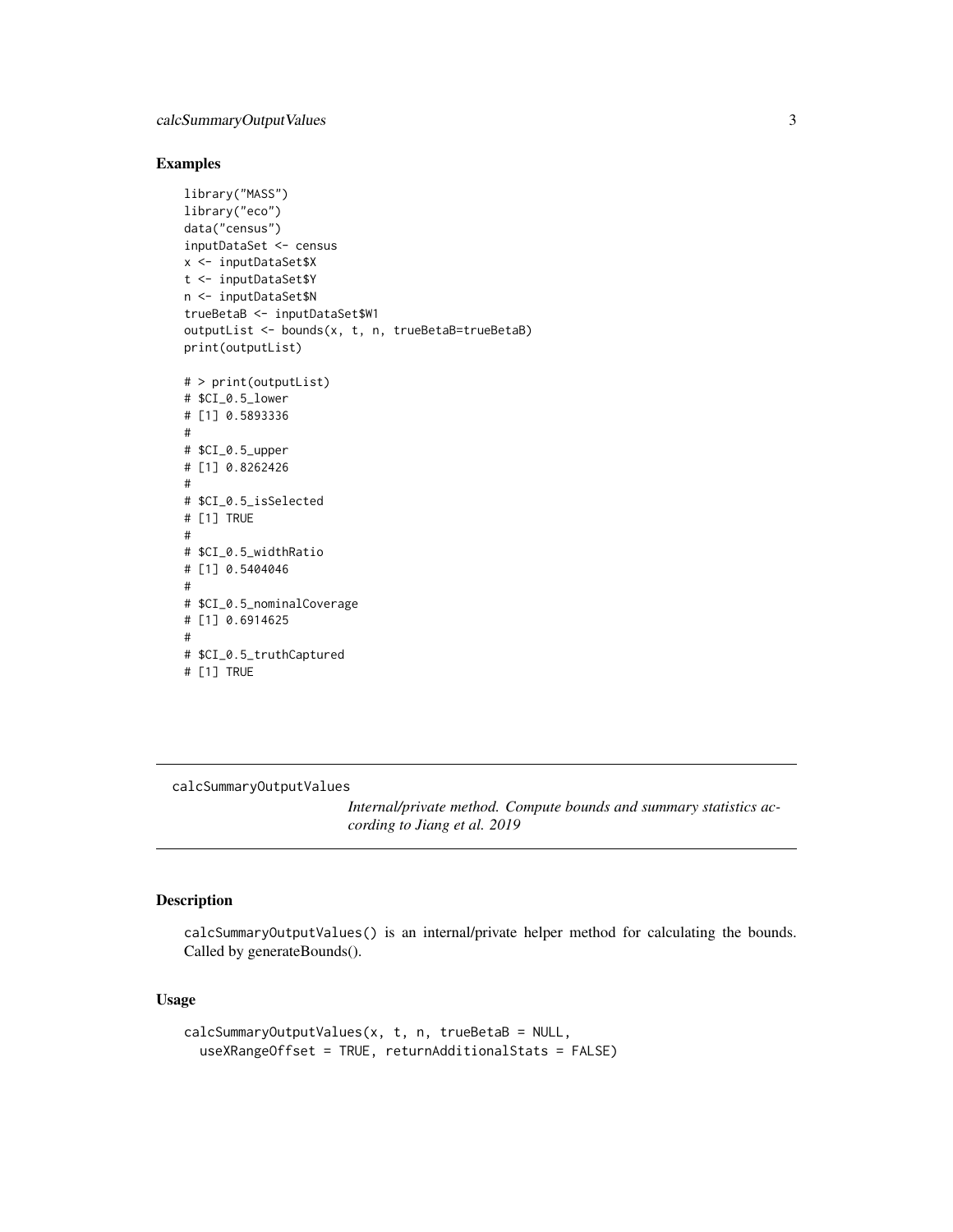## Examples

```
library("MASS")
library("eco")
data("census")
inputDataSet <- census
x <- inputDataSet$X
t <- inputDataSet$Y
n <- inputDataSet$N
trueBetaB <- inputDataSet$W1
outputList <- bounds(x, t, n, trueBetaB=trueBetaB)
print(outputList)

# > print(outputList)
# $CI_0.5_lower
# [1] 0.5893336
#
# $CI_0.5_upper
# [1] 0.8262426
#
# $CI_0.5_isSelected
# [1] TRUE
#
# $CI_0.5_widthRatio
# [1] 0.5404046
#
# $CI_0.5_nominalCoverage
# [1] 0.6914625
#
# $CI_0.5_truthCaptured
# [1] TRUE
```

---

`calcSummaryOutputValues` *Internal/private method. Compute bounds and summary statistics according to Jiang et al. 2019*

---

## Description

calcSummaryOutputValues() is an internal/private helper method for calculating the bounds. Called by generateBounds().

## Usage

```
calcSummaryOutputValues(x, t, n, trueBetaB = NULL,
  useXRangeOffset = TRUE, returnAdditionalStats = FALSE)
```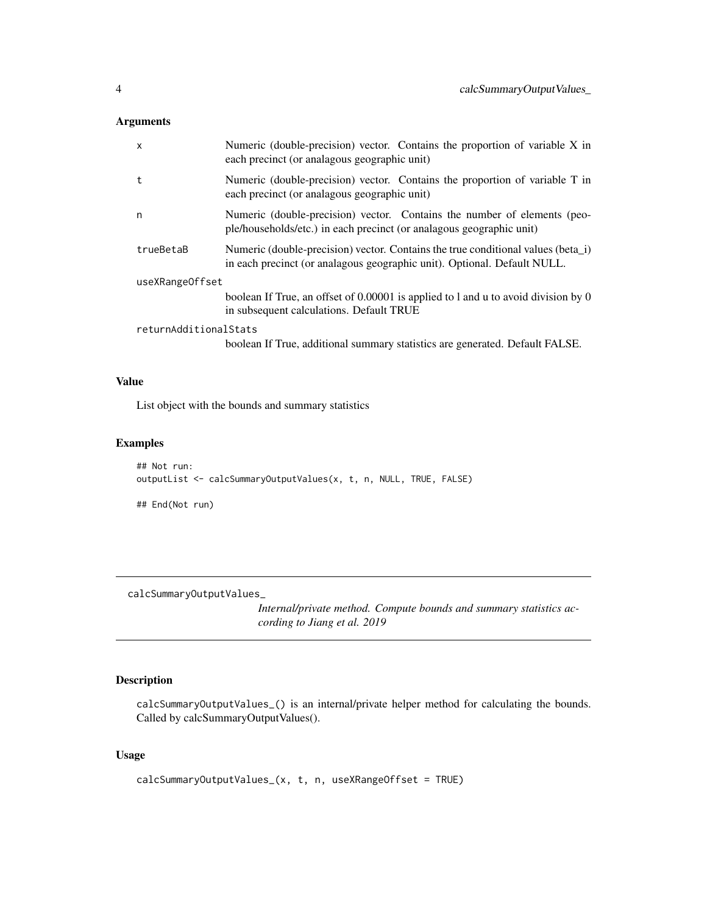### Arguments

| | |
|---|---|
| x | Numeric (double-precision) vector. Contains the proportion of variable X in each precinct (or analagous geographic unit) |
| t | Numeric (double-precision) vector. Contains the proportion of variable T in each precinct (or analagous geographic unit) |
| n | Numeric (double-precision) vector. Contains the number of elements (people/households/etc.) in each precinct (or analagous geographic unit) |
| trueBetaB | Numeric (double-precision) vector. Contains the true conditional values (beta_i) in each precinct (or analagous geographic unit). Optional. Default NULL. |
| useXRangeOffset | boolean If True, an offset of 0.00001 is applied to l and u to avoid division by 0 in subsequent calculations. Default TRUE |
| returnAdditionalStats | boolean If True, additional summary statistics are generated. Default FALSE. |

### Value

List object with the bounds and summary statistics

### Examples

```
## Not run:
outputList <- calcSummaryOutputValues(x, t, n, NULL, TRUE, FALSE)

## End(Not run)
```

---

## calcSummaryOutputValues_

*Internal/private method. Compute bounds and summary statistics according to Jiang et al. 2019*

---

### Description

calcSummaryOutputValues_() is an internal/private helper method for calculating the bounds. Called by calcSummaryOutputValues().

### Usage

```
calcSummaryOutputValues_(x, t, n, useXRangeOffset = TRUE)
```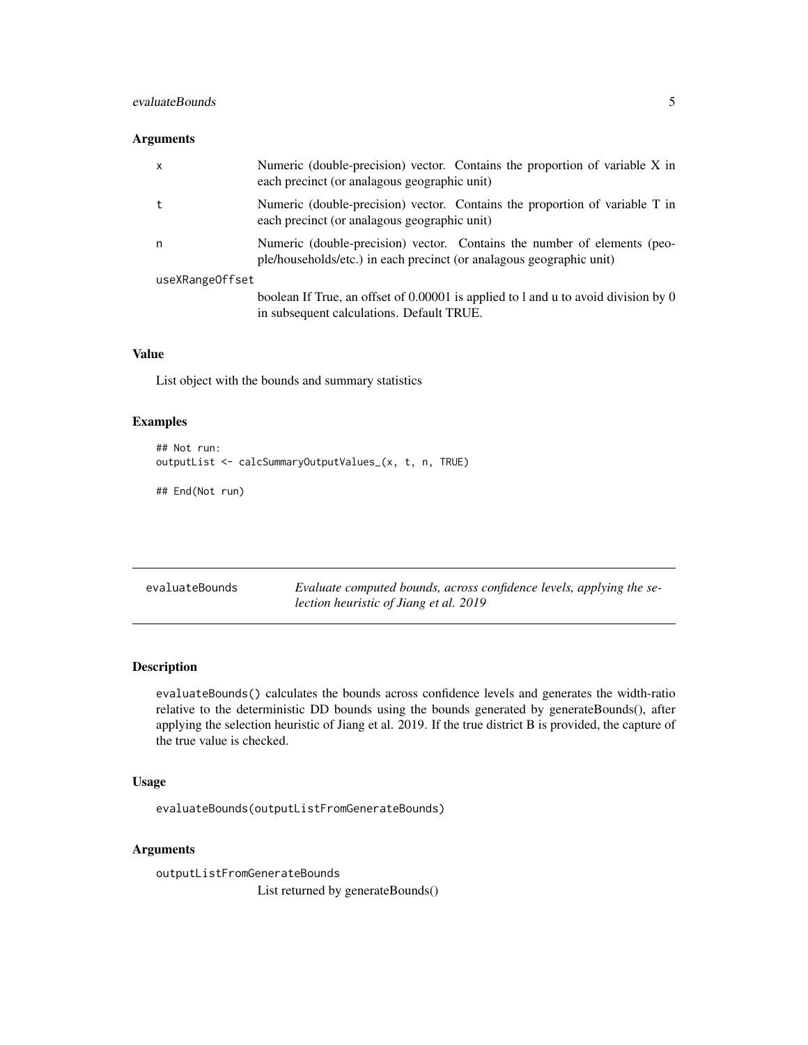### Arguments

| | |
|---|---|
| x | Numeric (double-precision) vector. Contains the proportion of variable X in each precinct (or analagous geographic unit) |
| t | Numeric (double-precision) vector. Contains the proportion of variable T in each precinct (or analagous geographic unit) |
| n | Numeric (double-precision) vector. Contains the number of elements (people/households/etc.) in each precinct (or analagous geographic unit) |
| useXRangeOffset | boolean If True, an offset of 0.00001 is applied to l and u to avoid division by 0 in subsequent calculations. Default TRUE. |

### Value

List object with the bounds and summary statistics

### Examples

```
## Not run:
outputList <- calcSummaryOutputValues_(x, t, n, TRUE)

## End(Not run)
```

---

## evaluateBounds — *Evaluate computed bounds, across confidence levels, applying the selection heuristic of Jiang et al. 2019*

---

### Description

evaluateBounds() calculates the bounds across confidence levels and generates the width-ratio relative to the deterministic DD bounds using the bounds generated by generateBounds(), after applying the selection heuristic of Jiang et al. 2019. If the true district B is provided, the capture of the true value is checked.

### Usage

```
evaluateBounds(outputListFromGenerateBounds)
```

### Arguments

| | |
|---|---|
| outputListFromGenerateBounds | List returned by generateBounds() |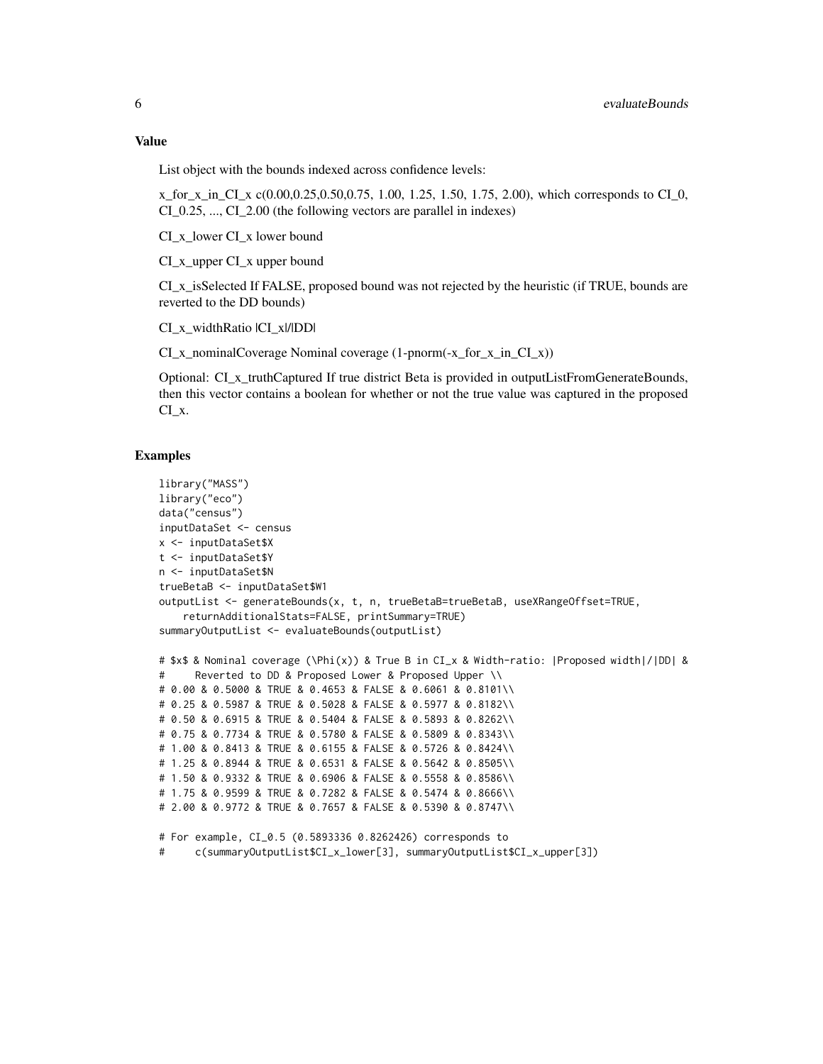### Value

List object with the bounds indexed across confidence levels:

x_for_x_in_CI_x c(0.00,0.25,0.50,0.75, 1.00, 1.25, 1.50, 1.75, 2.00), which corresponds to CI_0, CI_0.25, ..., CI_2.00 (the following vectors are parallel in indexes)

CI_x_lower CI_x lower bound

CI_x_upper CI_x upper bound

CI_x_isSelected If FALSE, proposed bound was not rejected by the heuristic (if TRUE, bounds are reverted to the DD bounds)

CI_x_widthRatio |CI_x|/|DD|

CI_x_nominalCoverage Nominal coverage (1-pnorm(-x_for_x_in_CI_x))

Optional: CI_x_truthCaptured If true district Beta is provided in outputListFromGenerateBounds, then this vector contains a boolean for whether or not the true value was captured in the proposed CI_x.

### Examples

```
library("MASS")
library("eco")
data("census")
inputDataSet <- census
x <- inputDataSet$X
t <- inputDataSet$Y
n <- inputDataSet$N
trueBetaB <- inputDataSet$W1
outputList <- generateBounds(x, t, n, trueBetaB=trueBetaB, useXRangeOffset=TRUE,
    returnAdditionalStats=FALSE, printSummary=TRUE)
summaryOutputList <- evaluateBounds(outputList)

# $x$ & Nominal coverage (\Phi(x)) & True B in CI_x & Width-ratio: |Proposed width|/|DD| &
#     Reverted to DD & Proposed Lower & Proposed Upper \\
# 0.00 & 0.5000 & TRUE & 0.4653 & FALSE & 0.6061 & 0.8101\\
# 0.25 & 0.5987 & TRUE & 0.5028 & FALSE & 0.5977 & 0.8182\\
# 0.50 & 0.6915 & TRUE & 0.5404 & FALSE & 0.5893 & 0.8262\\
# 0.75 & 0.7734 & TRUE & 0.5780 & FALSE & 0.5809 & 0.8343\\
# 1.00 & 0.8413 & TRUE & 0.6155 & FALSE & 0.5726 & 0.8424\\
# 1.25 & 0.8944 & TRUE & 0.6531 & FALSE & 0.5642 & 0.8505\\
# 1.50 & 0.9332 & TRUE & 0.6906 & FALSE & 0.5558 & 0.8586\\
# 1.75 & 0.9599 & TRUE & 0.7282 & FALSE & 0.5474 & 0.8666\\
# 2.00 & 0.9772 & TRUE & 0.7657 & FALSE & 0.5390 & 0.8747\\

# For example, CI_0.5 (0.5893336 0.8262426) corresponds to
#     c(summaryOutputList$CI_x_lower[3], summaryOutputList$CI_x_upper[3])
```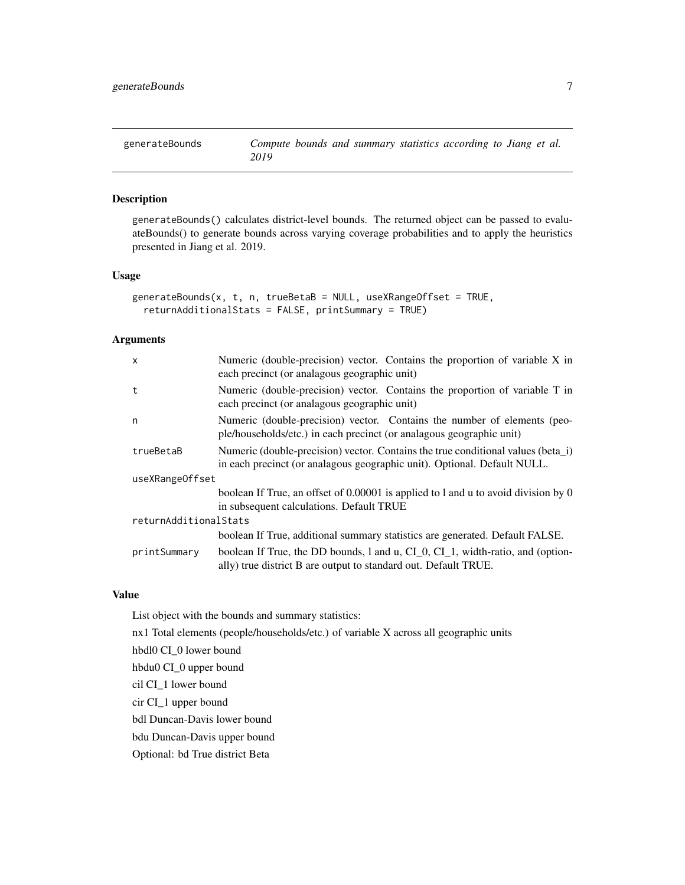## generateBounds

*Compute bounds and summary statistics according to Jiang et al. 2019*

### Description

generateBounds() calculates district-level bounds. The returned object can be passed to evaluateBounds() to generate bounds across varying coverage probabilities and to apply the heuristics presented in Jiang et al. 2019.

### Usage

```
generateBounds(x, t, n, trueBetaB = NULL, useXRangeOffset = TRUE,
  returnAdditionalStats = FALSE, printSummary = TRUE)
```

### Arguments

| | |
|---|---|
| `x` | Numeric (double-precision) vector. Contains the proportion of variable X in each precinct (or analagous geographic unit) |
| `t` | Numeric (double-precision) vector. Contains the proportion of variable T in each precinct (or analagous geographic unit) |
| `n` | Numeric (double-precision) vector. Contains the number of elements (people/households/etc.) in each precinct (or analagous geographic unit) |
| `trueBetaB` | Numeric (double-precision) vector. Contains the true conditional values (beta_i) in each precinct (or analagous geographic unit). Optional. Default NULL. |
| `useXRangeOffset` | boolean If True, an offset of 0.00001 is applied to l and u to avoid division by 0 in subsequent calculations. Default TRUE |
| `returnAdditionalStats` | boolean If True, additional summary statistics are generated. Default FALSE. |
| `printSummary` | boolean If True, the DD bounds, l and u, CI_0, CI_1, width-ratio, and (optionally) true district B are output to standard out. Default TRUE. |

### Value

List object with the bounds and summary statistics:

nx1 Total elements (people/households/etc.) of variable X across all geographic units

hbdl0 CI_0 lower bound

hbdu0 CI_0 upper bound

cil CI_1 lower bound

cir CI_1 upper bound

bdl Duncan-Davis lower bound

bdu Duncan-Davis upper bound

Optional: bd True district Beta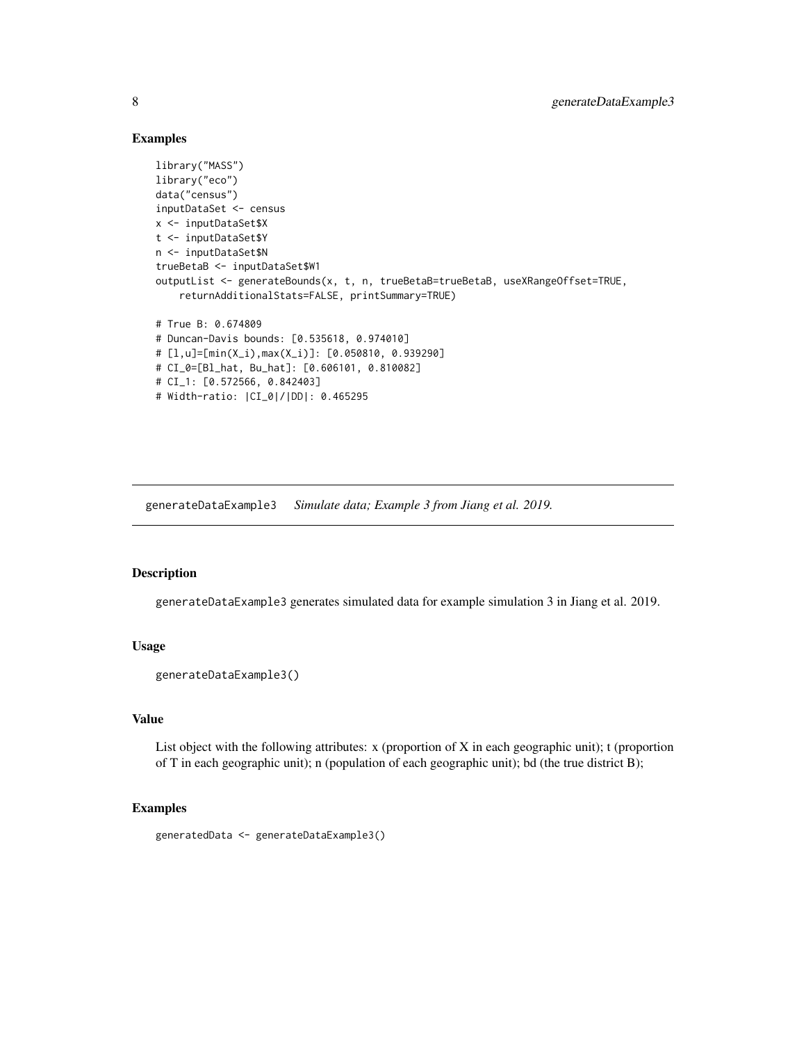## Examples

```
library("MASS")
library("eco")
data("census")
inputDataSet <- census
x <- inputDataSet$X
t <- inputDataSet$Y
n <- inputDataSet$N
trueBetaB <- inputDataSet$W1
outputList <- generateBounds(x, t, n, trueBetaB=trueBetaB, useXRangeOffset=TRUE,
    returnAdditionalStats=FALSE, printSummary=TRUE)

# True B: 0.674809
# Duncan-Davis bounds: [0.535618, 0.974010]
# [l,u]=[min(X_i),max(X_i)]: [0.050810, 0.939290]
# CI_0=[Bl_hat, Bu_hat]: [0.606101, 0.810082]
# CI_1: [0.572566, 0.842403]
# Width-ratio: |CI_0|/|DD|: 0.465295
```

---

# generateDataExample3 *Simulate data; Example 3 from Jiang et al. 2019.*

---

## Description

generateDataExample3 generates simulated data for example simulation 3 in Jiang et al. 2019.

## Usage

```
generateDataExample3()
```

## Value

List object with the following attributes: x (proportion of X in each geographic unit); t (proportion of T in each geographic unit); n (population of each geographic unit); bd (the true district B);

## Examples

```
generatedData <- generateDataExample3()
```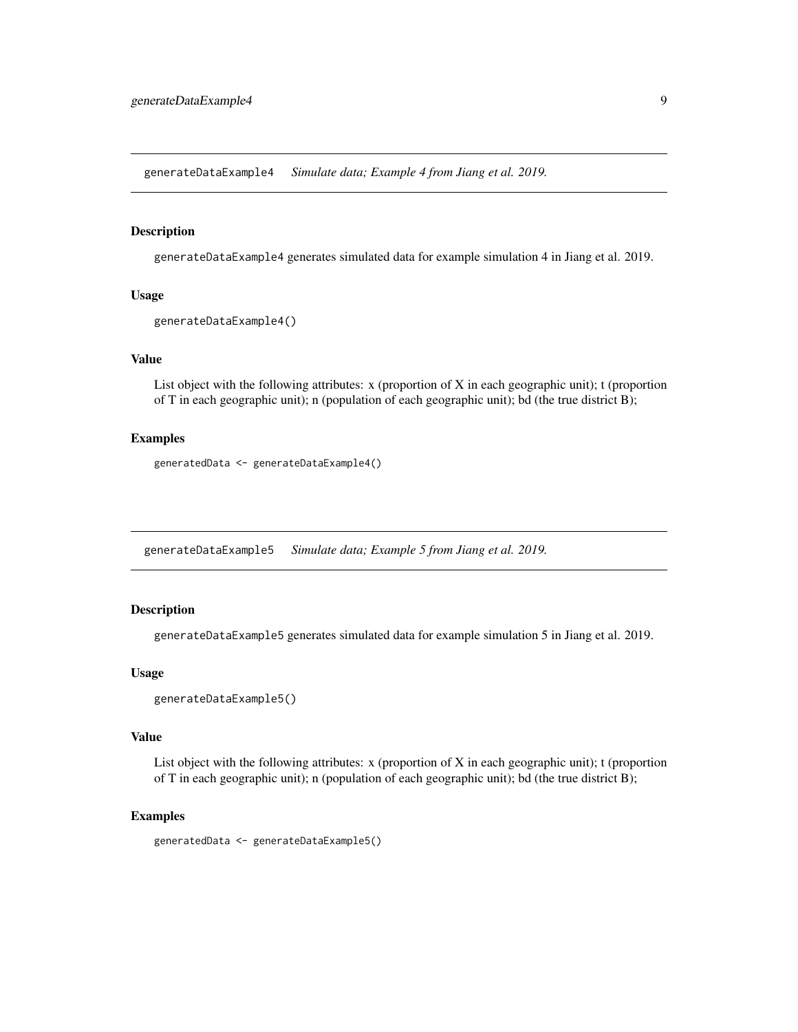## generateDataExample4 *Simulate data; Example 4 from Jiang et al. 2019.*

### Description

generateDataExample4 generates simulated data for example simulation 4 in Jiang et al. 2019.

### Usage

```
generateDataExample4()
```

### Value

List object with the following attributes: x (proportion of X in each geographic unit); t (proportion of T in each geographic unit); n (population of each geographic unit); bd (the true district B);

### Examples

```
generatedData <- generateDataExample4()
```

## generateDataExample5 *Simulate data; Example 5 from Jiang et al. 2019.*

### Description

generateDataExample5 generates simulated data for example simulation 5 in Jiang et al. 2019.

### Usage

```
generateDataExample5()
```

### Value

List object with the following attributes: x (proportion of X in each geographic unit); t (proportion of T in each geographic unit); n (population of each geographic unit); bd (the true district B);

### Examples

```
generatedData <- generateDataExample5()
```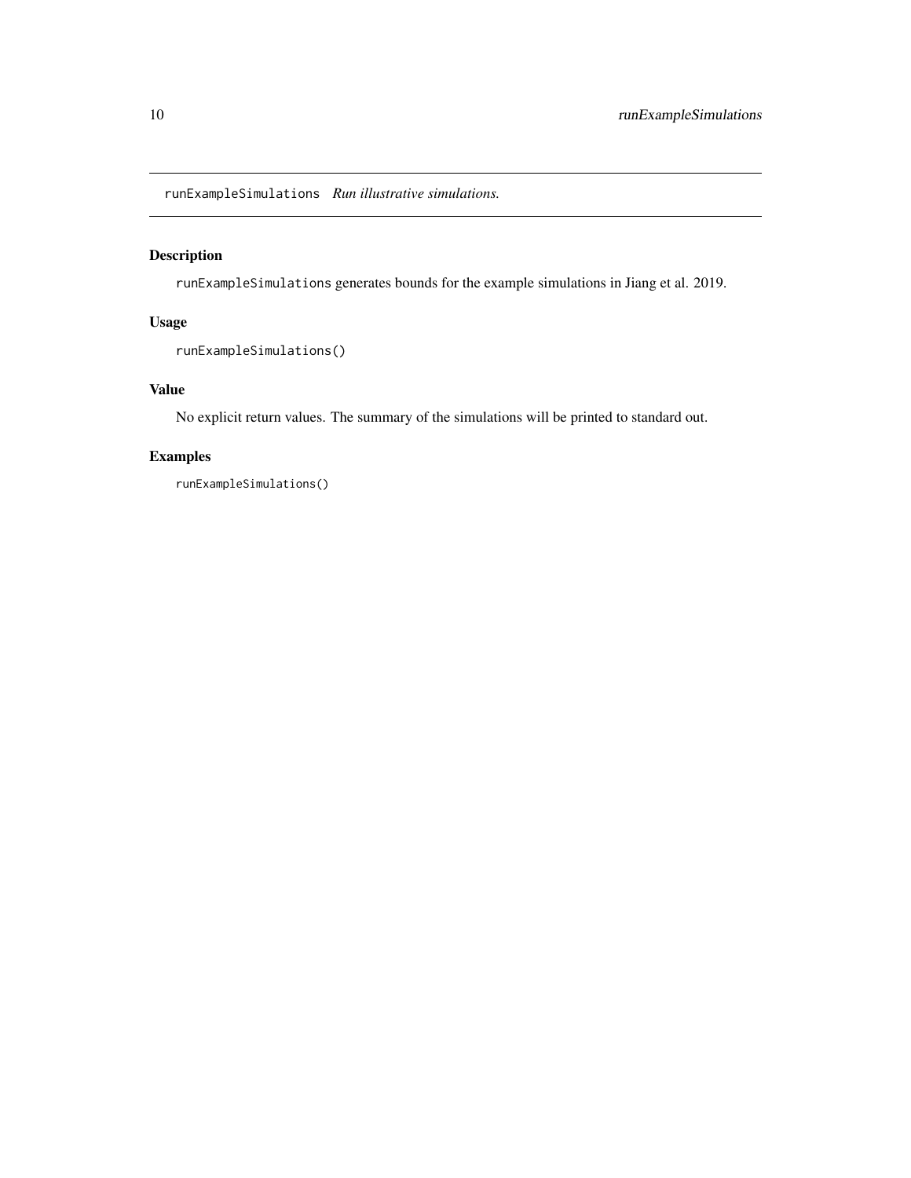# runExampleSimulations *Run illustrative simulations.*

## Description

runExampleSimulations generates bounds for the example simulations in Jiang et al. 2019.

## Usage

```
runExampleSimulations()
```

## Value

No explicit return values. The summary of the simulations will be printed to standard out.

## Examples

```
runExampleSimulations()
```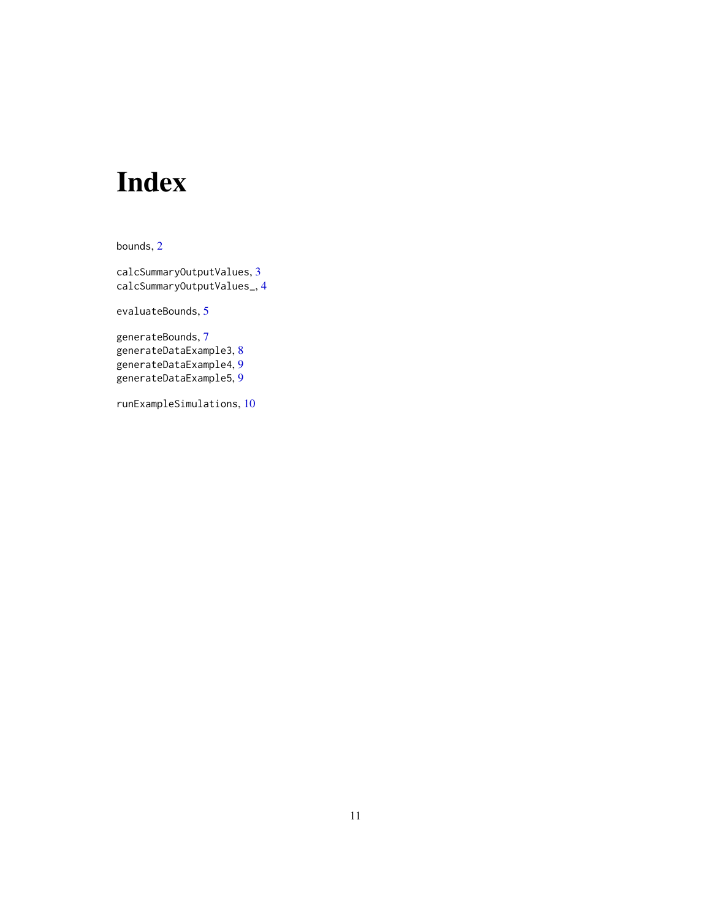# Index

bounds, 2

calcSummaryOutputValues, 3
calcSummaryOutputValues_, 4

evaluateBounds, 5

generateBounds, 7
generateDataExample3, 8
generateDataExample4, 9
generateDataExample5, 9

runExampleSimulations, 10